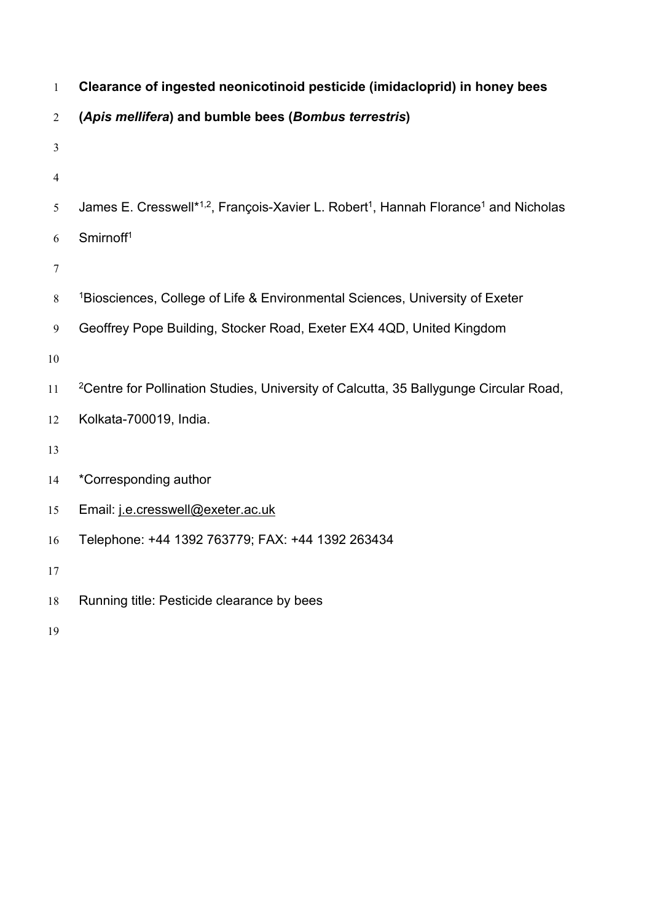# Clearance of ingested neonicotinoid pesticide (imidacloprid) in honey bees (*Apis mellifera*) and bumble bees (*Bombus terrestris*)

James E. Cresswell*[1,2], François-Xavier L. Robert[1], Hannah Florance[1] and Nicholas Smirnoff[1]

[1]Biosciences, College of Life & Environmental Sciences, University of Exeter
Geoffrey Pope Building, Stocker Road, Exeter EX4 4QD, United Kingdom

[2]Centre for Pollination Studies, University of Calcutta, 35 Ballygunge Circular Road, Kolkata-700019, India.

*Corresponding author
Email: j.e.cresswell@exeter.ac.uk
Telephone: +44 1392 763779; FAX: +44 1392 263434

Running title: Pesticide clearance by bees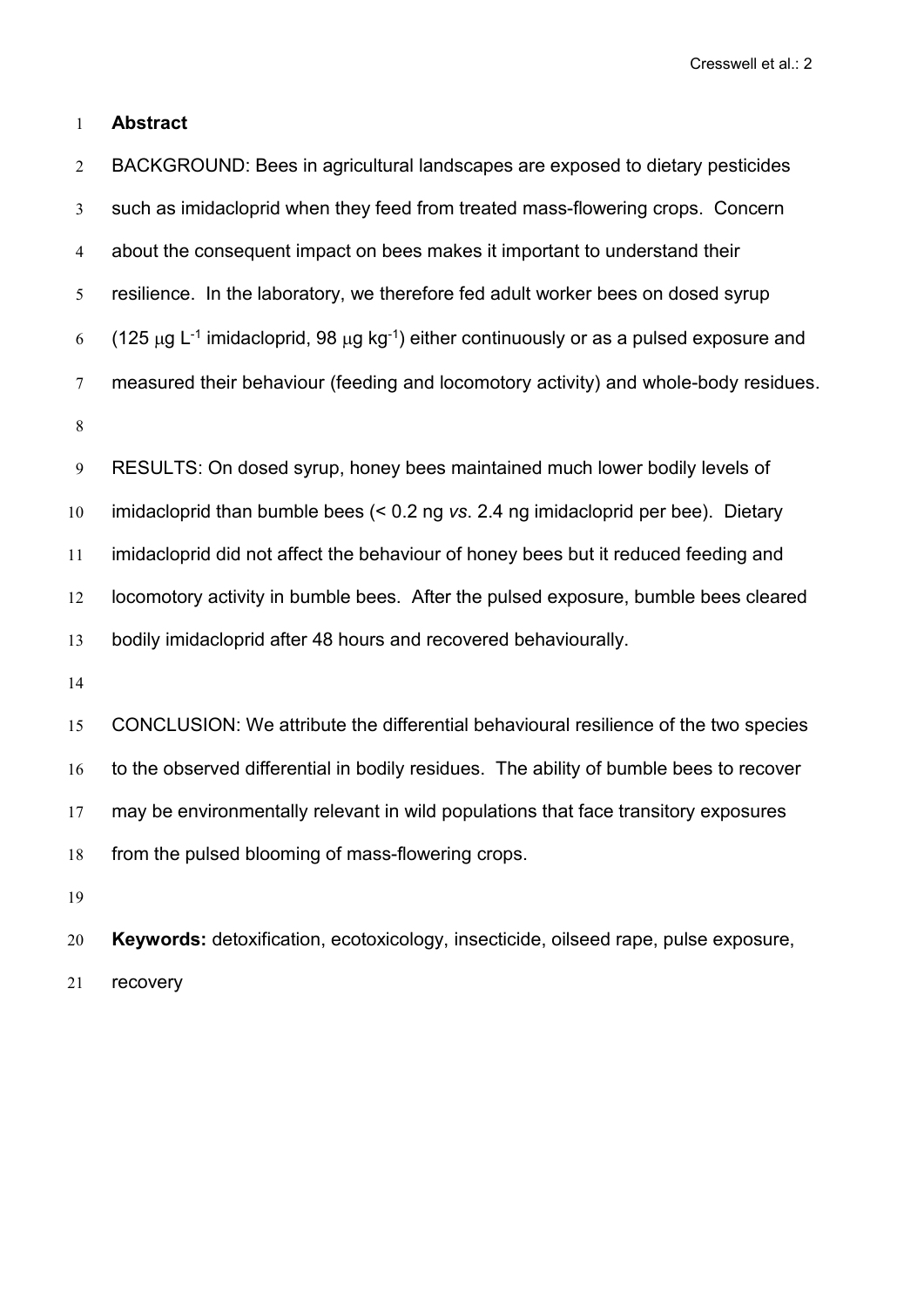## Abstract

BACKGROUND: Bees in agricultural landscapes are exposed to dietary pesticides such as imidacloprid when they feed from treated mass-flowering crops. Concern about the consequent impact on bees makes it important to understand their resilience. In the laboratory, we therefore fed adult worker bees on dosed syrup (125 $\mu$g $L^{-1}$ imidacloprid, 98 $\mu$g $kg^{-1}$) either continuously or as a pulsed exposure and measured their behaviour (feeding and locomotory activity) and whole-body residues.

RESULTS: On dosed syrup, honey bees maintained much lower bodily levels of imidacloprid than bumble bees (< 0.2 ng *vs*. 2.4 ng imidacloprid per bee). Dietary imidacloprid did not affect the behaviour of honey bees but it reduced feeding and locomotory activity in bumble bees. After the pulsed exposure, bumble bees cleared bodily imidacloprid after 48 hours and recovered behaviourally.

CONCLUSION: We attribute the differential behavioural resilience of the two species to the observed differential in bodily residues. The ability of bumble bees to recover may be environmentally relevant in wild populations that face transitory exposures from the pulsed blooming of mass-flowering crops.

**Keywords:** detoxification, ecotoxicology, insecticide, oilseed rape, pulse exposure, recovery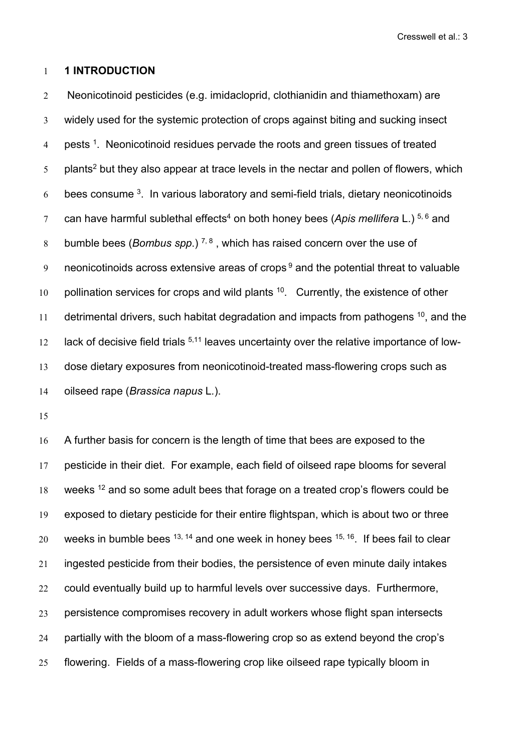## 1 INTRODUCTION

Neonicotinoid pesticides (e.g. imidacloprid, clothianidin and thiamethoxam) are widely used for the systemic protection of crops against biting and sucking insect pests [1]. Neonicotinoid residues pervade the roots and green tissues of treated plants[2] but they also appear at trace levels in the nectar and pollen of flowers, which bees consume [3]. In various laboratory and semi-field trials, dietary neonicotinoids can have harmful sublethal effects[4] on both honey bees (*Apis mellifera* L.) [5, 6] and bumble bees (*Bombus spp*.) [7, 8] , which has raised concern over the use of neonicotinoids across extensive areas of crops [9] and the potential threat to valuable pollination services for crops and wild plants [10]. Currently, the existence of other detrimental drivers, such habitat degradation and impacts from pathogens [10], and the lack of decisive field trials [5,11] leaves uncertainty over the relative importance of low-dose dietary exposures from neonicotinoid-treated mass-flowering crops such as oilseed rape (*Brassica napus* L.).

A further basis for concern is the length of time that bees are exposed to the pesticide in their diet. For example, each field of oilseed rape blooms for several weeks [12] and so some adult bees that forage on a treated crop's flowers could be exposed to dietary pesticide for their entire flightspan, which is about two or three weeks in bumble bees [13, 14] and one week in honey bees [15, 16]. If bees fail to clear ingested pesticide from their bodies, the persistence of even minute daily intakes could eventually build up to harmful levels over successive days. Furthermore, persistence compromises recovery in adult workers whose flight span intersects partially with the bloom of a mass-flowering crop so as extend beyond the crop's flowering. Fields of a mass-flowering crop like oilseed rape typically bloom in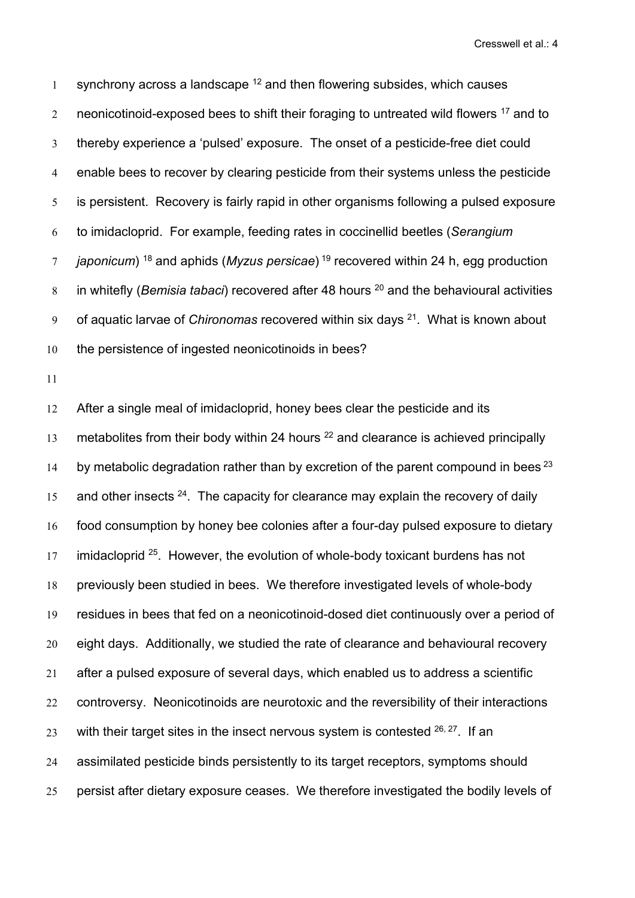synchrony across a landscape [12] and then flowering subsides, which causes neonicotinoid-exposed bees to shift their foraging to untreated wild flowers [17] and to thereby experience a 'pulsed' exposure. The onset of a pesticide-free diet could enable bees to recover by clearing pesticide from their systems unless the pesticide is persistent. Recovery is fairly rapid in other organisms following a pulsed exposure to imidacloprid. For example, feeding rates in coccinellid beetles (*Serangium japonicum*) [18] and aphids (*Myzus persicae*) [19] recovered within 24 h, egg production in whitefly (*Bemisia tabaci*) recovered after 48 hours [20] and the behavioural activities of aquatic larvae of *Chironomas* recovered within six days [21]. What is known about the persistence of ingested neonicotinoids in bees?

After a single meal of imidacloprid, honey bees clear the pesticide and its metabolites from their body within 24 hours [22] and clearance is achieved principally by metabolic degradation rather than by excretion of the parent compound in bees [23] and other insects [24]. The capacity for clearance may explain the recovery of daily food consumption by honey bee colonies after a four-day pulsed exposure to dietary imidacloprid [25]. However, the evolution of whole-body toxicant burdens has not previously been studied in bees. We therefore investigated levels of whole-body residues in bees that fed on a neonicotinoid-dosed diet continuously over a period of eight days. Additionally, we studied the rate of clearance and behavioural recovery after a pulsed exposure of several days, which enabled us to address a scientific controversy. Neonicotinoids are neurotoxic and the reversibility of their interactions with their target sites in the insect nervous system is contested [26, 27]. If an assimilated pesticide binds persistently to its target receptors, symptoms should persist after dietary exposure ceases. We therefore investigated the bodily levels of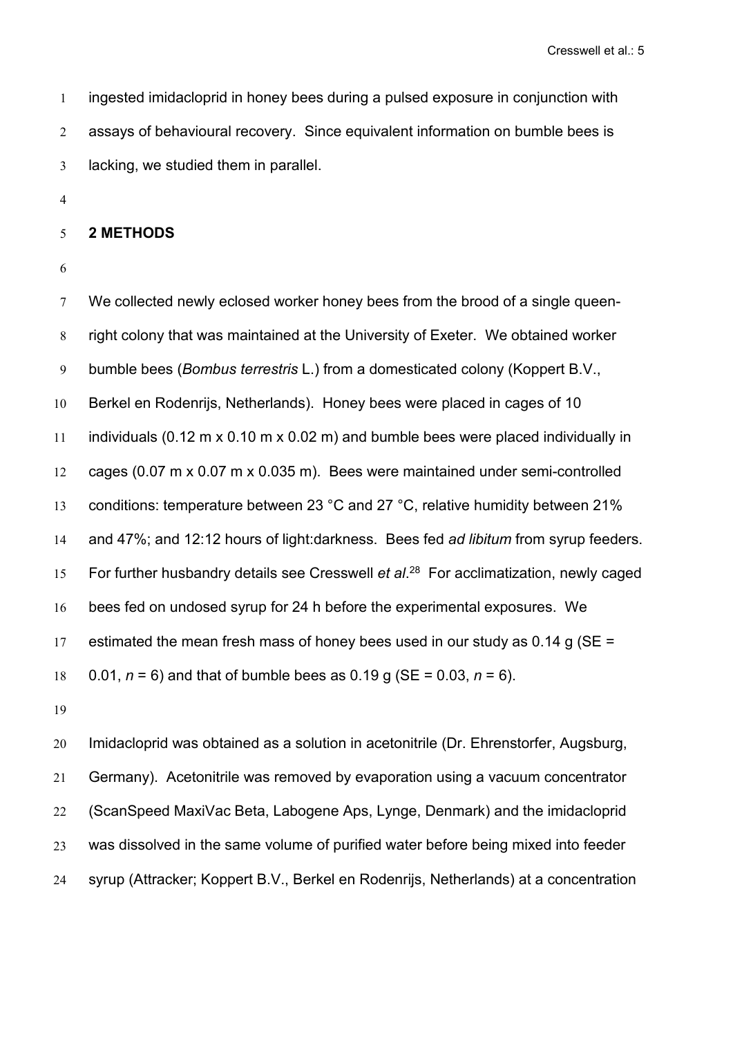ingested imidacloprid in honey bees during a pulsed exposure in conjunction with assays of behavioural recovery. Since equivalent information on bumble bees is lacking, we studied them in parallel.

## 2 METHODS

We collected newly eclosed worker honey bees from the brood of a single queen-right colony that was maintained at the University of Exeter. We obtained worker bumble bees (*Bombus terrestris* L.) from a domesticated colony (Koppert B.V., Berkel en Rodenrijs, Netherlands). Honey bees were placed in cages of 10 individuals (0.12 m x 0.10 m x 0.02 m) and bumble bees were placed individually in cages (0.07 m x 0.07 m x 0.035 m). Bees were maintained under semi-controlled conditions: temperature between 23 °C and 27 °C, relative humidity between 21% and 47%; and 12:12 hours of light:darkness. Bees fed *ad libitum* from syrup feeders. For further husbandry details see Cresswell *et al*.[28] For acclimatization, newly caged bees fed on undosed syrup for 24 h before the experimental exposures. We estimated the mean fresh mass of honey bees used in our study as 0.14 g (SE = 0.01, *n* = 6) and that of bumble bees as 0.19 g (SE = 0.03, *n* = 6).

Imidacloprid was obtained as a solution in acetonitrile (Dr. Ehrenstorfer, Augsburg, Germany). Acetonitrile was removed by evaporation using a vacuum concentrator (ScanSpeed MaxiVac Beta, Labogene Aps, Lynge, Denmark) and the imidacloprid was dissolved in the same volume of purified water before being mixed into feeder syrup (Attracker; Koppert B.V., Berkel en Rodenrijs, Netherlands) at a concentration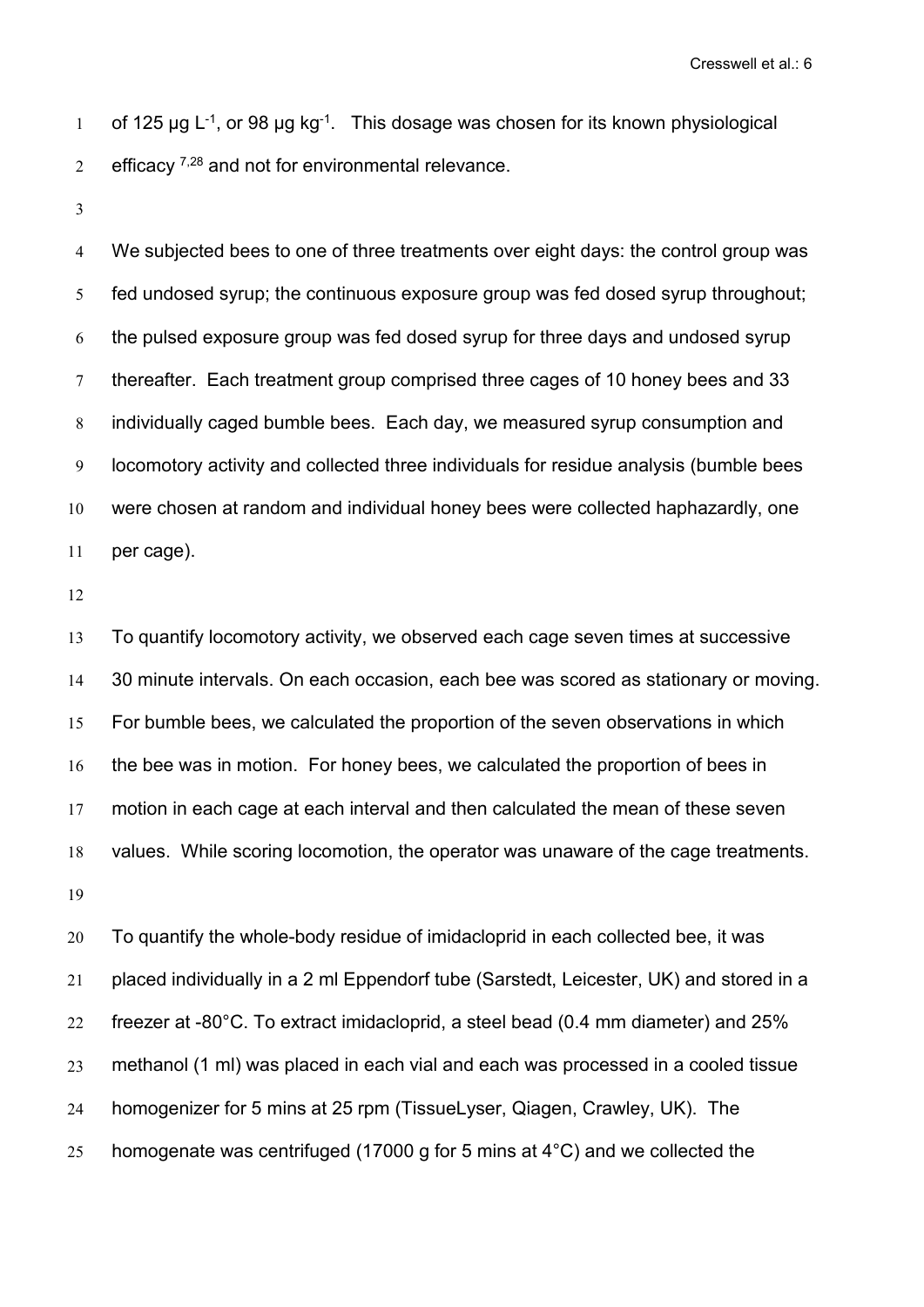of 125 μg $L^{-1}$, or 98 μg $kg^{-1}$. This dosage was chosen for its known physiological efficacy [7,28] and not for environmental relevance.

We subjected bees to one of three treatments over eight days: the control group was fed undosed syrup; the continuous exposure group was fed dosed syrup throughout; the pulsed exposure group was fed dosed syrup for three days and undosed syrup thereafter. Each treatment group comprised three cages of 10 honey bees and 33 individually caged bumble bees. Each day, we measured syrup consumption and locomotory activity and collected three individuals for residue analysis (bumble bees were chosen at random and individual honey bees were collected haphazardly, one per cage).

To quantify locomotory activity, we observed each cage seven times at successive 30 minute intervals. On each occasion, each bee was scored as stationary or moving. For bumble bees, we calculated the proportion of the seven observations in which the bee was in motion. For honey bees, we calculated the proportion of bees in motion in each cage at each interval and then calculated the mean of these seven values. While scoring locomotion, the operator was unaware of the cage treatments.

To quantify the whole-body residue of imidacloprid in each collected bee, it was placed individually in a 2 ml Eppendorf tube (Sarstedt, Leicester, UK) and stored in a freezer at -80°C. To extract imidacloprid, a steel bead (0.4 mm diameter) and 25% methanol (1 ml) was placed in each vial and each was processed in a cooled tissue homogenizer for 5 mins at 25 rpm (TissueLyser, Qiagen, Crawley, UK). The homogenate was centrifuged (17000 g for 5 mins at 4°C) and we collected the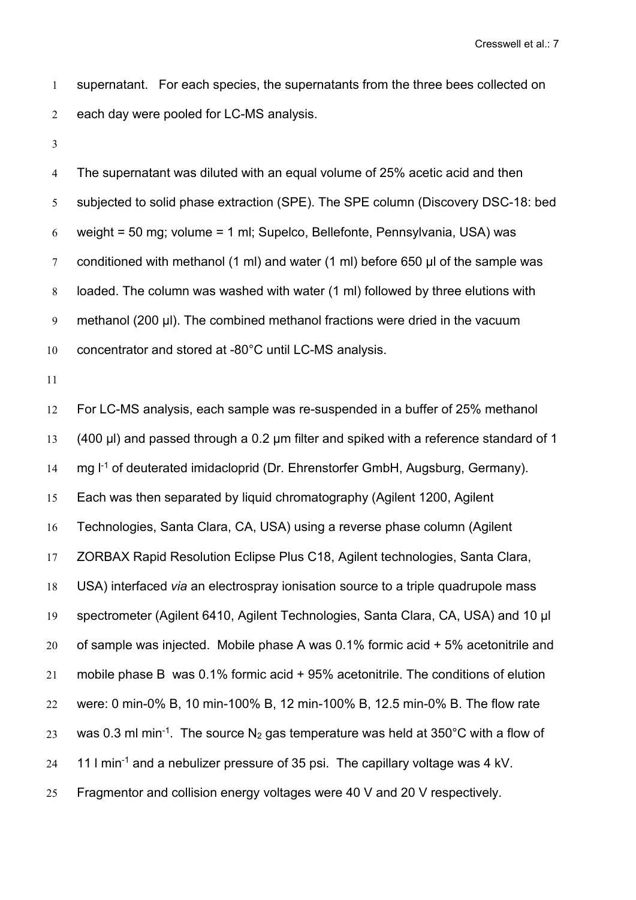supernatant. For each species, the supernatants from the three bees collected on each day were pooled for LC-MS analysis.

The supernatant was diluted with an equal volume of 25% acetic acid and then subjected to solid phase extraction (SPE). The SPE column (Discovery DSC-18: bed weight = 50 mg; volume = 1 ml; Supelco, Bellefonte, Pennsylvania, USA) was conditioned with methanol (1 ml) and water (1 ml) before 650 μl of the sample was loaded. The column was washed with water (1 ml) followed by three elutions with methanol (200 μl). The combined methanol fractions were dried in the vacuum concentrator and stored at -80°C until LC-MS analysis.

For LC-MS analysis, each sample was re-suspended in a buffer of 25% methanol (400 μl) and passed through a 0.2 μm filter and spiked with a reference standard of 1 mg $l^{-1}$ of deuterated imidacloprid (Dr. Ehrenstorfer GmbH, Augsburg, Germany). Each was then separated by liquid chromatography (Agilent 1200, Agilent Technologies, Santa Clara, CA, USA) using a reverse phase column (Agilent ZORBAX Rapid Resolution Eclipse Plus C18, Agilent technologies, Santa Clara, USA) interfaced *via* an electrospray ionisation source to a triple quadrupole mass spectrometer (Agilent 6410, Agilent Technologies, Santa Clara, CA, USA) and 10 μl of sample was injected. Mobile phase A was 0.1% formic acid + 5% acetonitrile and mobile phase B was 0.1% formic acid + 95% acetonitrile. The conditions of elution were: 0 min-0% B, 10 min-100% B, 12 min-100% B, 12.5 min-0% B. The flow rate was 0.3 ml $min^{-1}$. The source $N_2$ gas temperature was held at 350°C with a flow of 11 l $min^{-1}$ and a nebulizer pressure of 35 psi. The capillary voltage was 4 kV. Fragmentor and collision energy voltages were 40 V and 20 V respectively.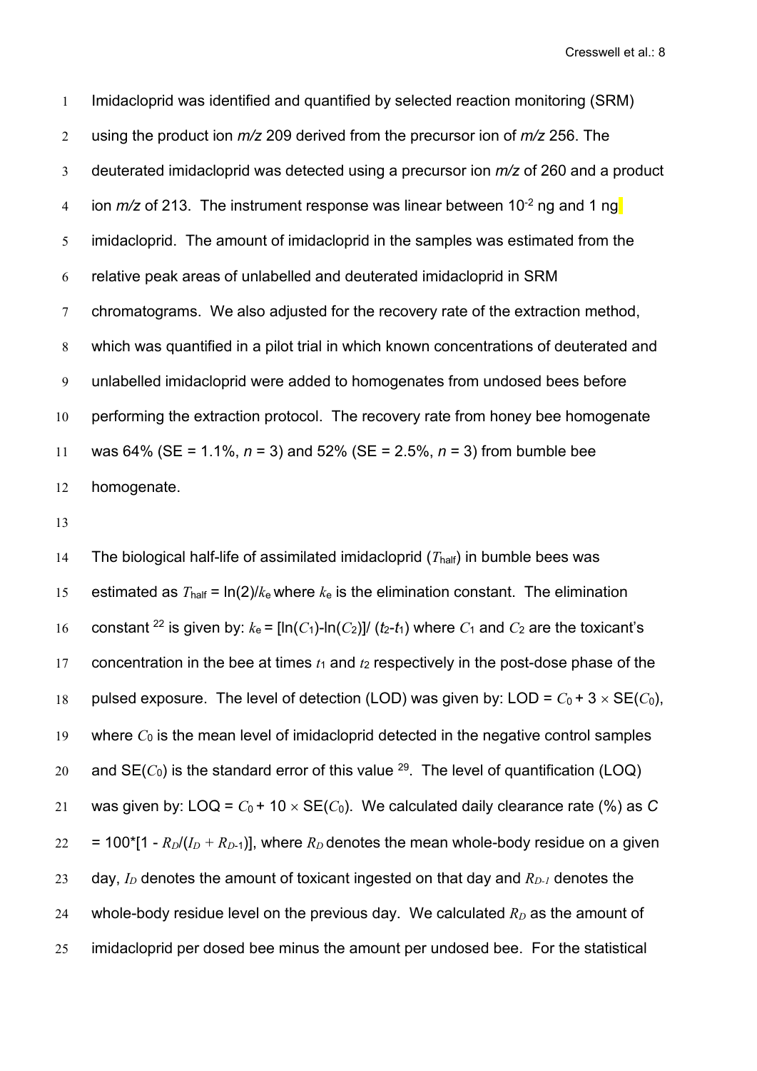Imidacloprid was identified and quantified by selected reaction monitoring (SRM) using the product ion *m/z* 209 derived from the precursor ion of *m/z* 256. The deuterated imidacloprid was detected using a precursor ion *m/z* of 260 and a product ion *m/z* of 213. The instrument response was linear between $10^{-2}$ ng and 1 ng imidacloprid. The amount of imidacloprid in the samples was estimated from the relative peak areas of unlabelled and deuterated imidacloprid in SRM chromatograms. We also adjusted for the recovery rate of the extraction method, which was quantified in a pilot trial in which known concentrations of deuterated and unlabelled imidacloprid were added to homogenates from undosed bees before performing the extraction protocol. The recovery rate from honey bee homogenate was 64% (SE = 1.1%, $n = 3$) and 52% (SE = 2.5%, $n = 3$) from bumble bee homogenate.

The biological half-life of assimilated imidacloprid ($T_{\text{half}}$) in bumble bees was estimated as $T_{\text{half}} = \ln(2)/k_e$ where $k_e$ is the elimination constant. The elimination constant [22] is given by: $k_e = [\ln(C_1) - \ln(C_2)]/(t_2 - t_1)$ where $C_1$ and $C_2$ are the toxicant's concentration in the bee at times $t_1$ and $t_2$ respectively in the post-dose phase of the pulsed exposure. The level of detection (LOD) was given by: LOD = $C_0 + 3 \times \text{SE}(C_0)$, where $C_0$ is the mean level of imidacloprid detected in the negative control samples and $\text{SE}(C_0)$ is the standard error of this value [29]. The level of quantification (LOQ) was given by: LOQ = $C_0 + 10 \times \text{SE}(C_0)$. We calculated daily clearance rate (%) as $C = 100*[1 - R_D/(I_D + R_{D\text{-}1})]$, where $R_D$ denotes the mean whole-body residue on a given day, $I_D$ denotes the amount of toxicant ingested on that day and $R_{D\text{-}1}$ denotes the whole-body residue level on the previous day. We calculated $R_D$ as the amount of imidacloprid per dosed bee minus the amount per undosed bee. For the statistical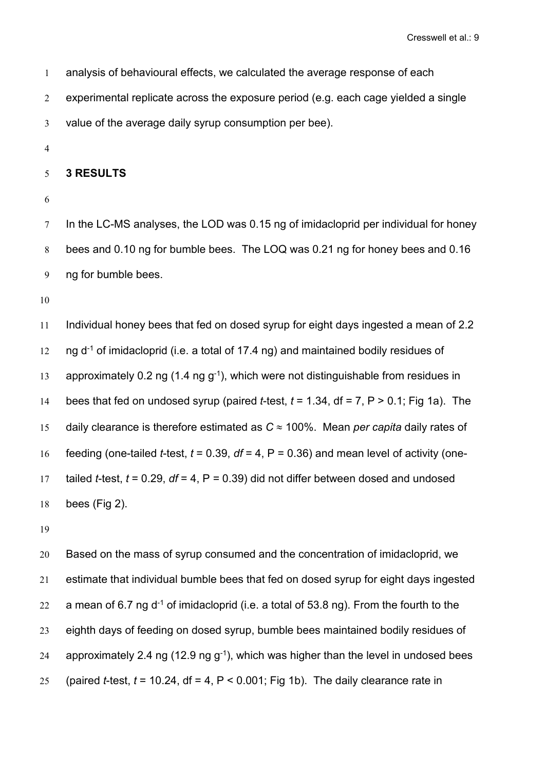analysis of behavioural effects, we calculated the average response of each experimental replicate across the exposure period (e.g. each cage yielded a single value of the average daily syrup consumption per bee).

## 3 RESULTS

In the LC-MS analyses, the LOD was 0.15 ng of imidacloprid per individual for honey bees and 0.10 ng for bumble bees. The LOQ was 0.21 ng for honey bees and 0.16 ng for bumble bees.

Individual honey bees that fed on dosed syrup for eight days ingested a mean of 2.2 ng $d^{-1}$ of imidacloprid (i.e. a total of 17.4 ng) and maintained bodily residues of approximately 0.2 ng (1.4 ng $g^{-1}$), which were not distinguishable from residues in bees that fed on undosed syrup (paired *t*-test, $t = 1.34$, df = 7, $P > 0.1$; Fig 1a). The daily clearance is therefore estimated as $C \approx 100\%$. Mean *per capita* daily rates of feeding (one-tailed *t*-test, $t = 0.39$, $df = 4$, $P = 0.36$) and mean level of activity (one-tailed *t*-test, $t = 0.29$, $df = 4$, $P = 0.39$) did not differ between dosed and undosed bees (Fig 2).

Based on the mass of syrup consumed and the concentration of imidacloprid, we estimate that individual bumble bees that fed on dosed syrup for eight days ingested a mean of 6.7 ng $d^{-1}$ of imidacloprid (i.e. a total of 53.8 ng). From the fourth to the eighth days of feeding on dosed syrup, bumble bees maintained bodily residues of approximately 2.4 ng (12.9 ng $g^{-1}$), which was higher than the level in undosed bees (paired *t*-test, $t = 10.24$, df = 4, $P < 0.001$; Fig 1b). The daily clearance rate in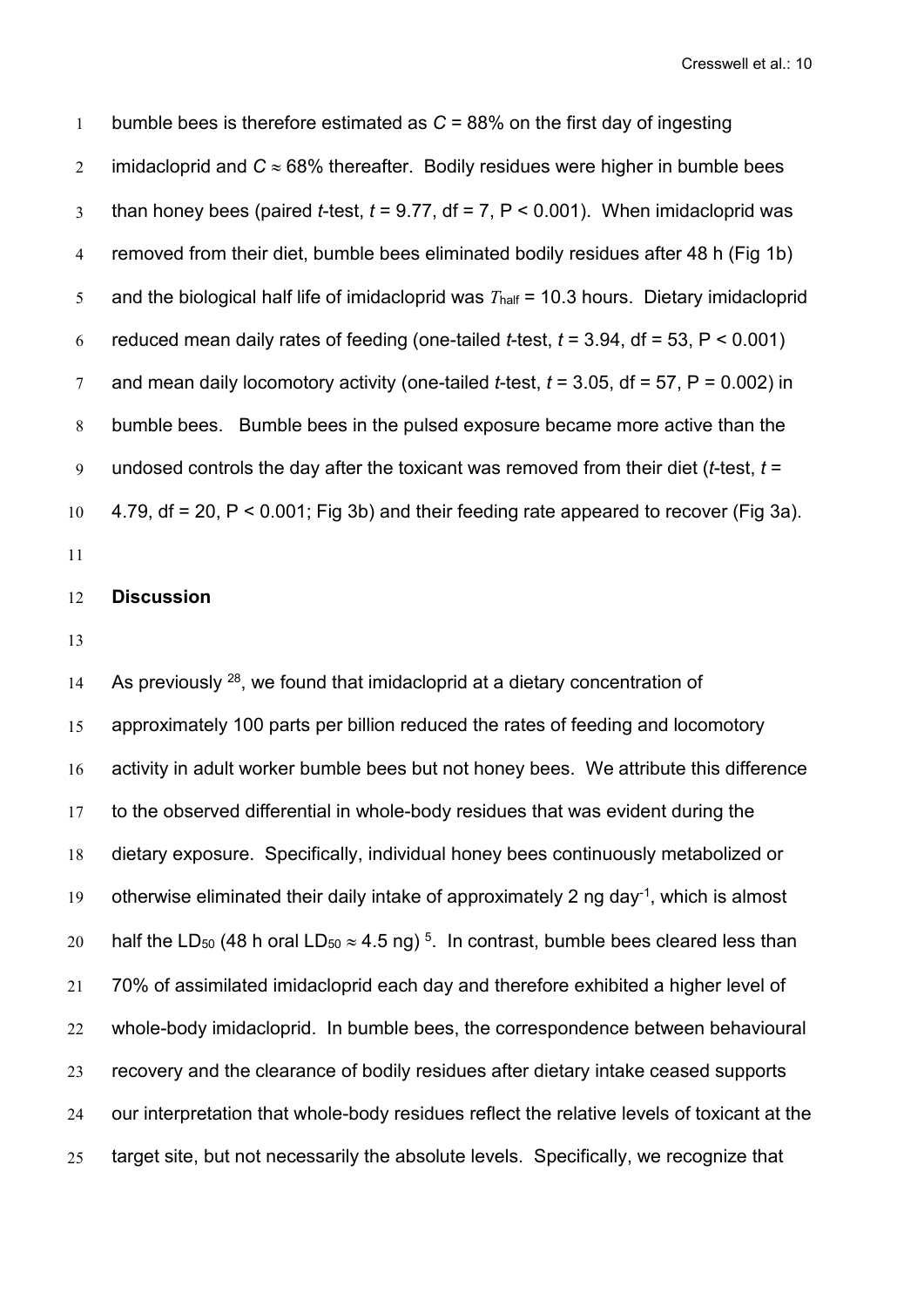bumble bees is therefore estimated as $C$ = 88% on the first day of ingesting imidacloprid and $C \approx 68\%$ thereafter. Bodily residues were higher in bumble bees than honey bees (paired $t$-test, $t$ = 9.77, df = 7, P < 0.001). When imidacloprid was removed from their diet, bumble bees eliminated bodily residues after 48 h (Fig 1b) and the biological half life of imidacloprid was $T_{half}$ = 10.3 hours. Dietary imidacloprid reduced mean daily rates of feeding (one-tailed $t$-test, $t$ = 3.94, df = 53, P < 0.001) and mean daily locomotory activity (one-tailed $t$-test, $t$ = 3.05, df = 57, P = 0.002) in bumble bees. Bumble bees in the pulsed exposure became more active than the undosed controls the day after the toxicant was removed from their diet ($t$-test, $t$ = 4.79, df = 20, P < 0.001; Fig 3b) and their feeding rate appeared to recover (Fig 3a).

## Discussion

As previously [28], we found that imidacloprid at a dietary concentration of approximately 100 parts per billion reduced the rates of feeding and locomotory activity in adult worker bumble bees but not honey bees. We attribute this difference to the observed differential in whole-body residues that was evident during the dietary exposure. Specifically, individual honey bees continuously metabolized or otherwise eliminated their daily intake of approximately 2 ng day$^{-1}$, which is almost half the $LD_{50}$ (48 h oral $LD_{50} \approx 4.5$ ng) [5]. In contrast, bumble bees cleared less than 70% of assimilated imidacloprid each day and therefore exhibited a higher level of whole-body imidacloprid. In bumble bees, the correspondence between behavioural recovery and the clearance of bodily residues after dietary intake ceased supports our interpretation that whole-body residues reflect the relative levels of toxicant at the target site, but not necessarily the absolute levels. Specifically, we recognize that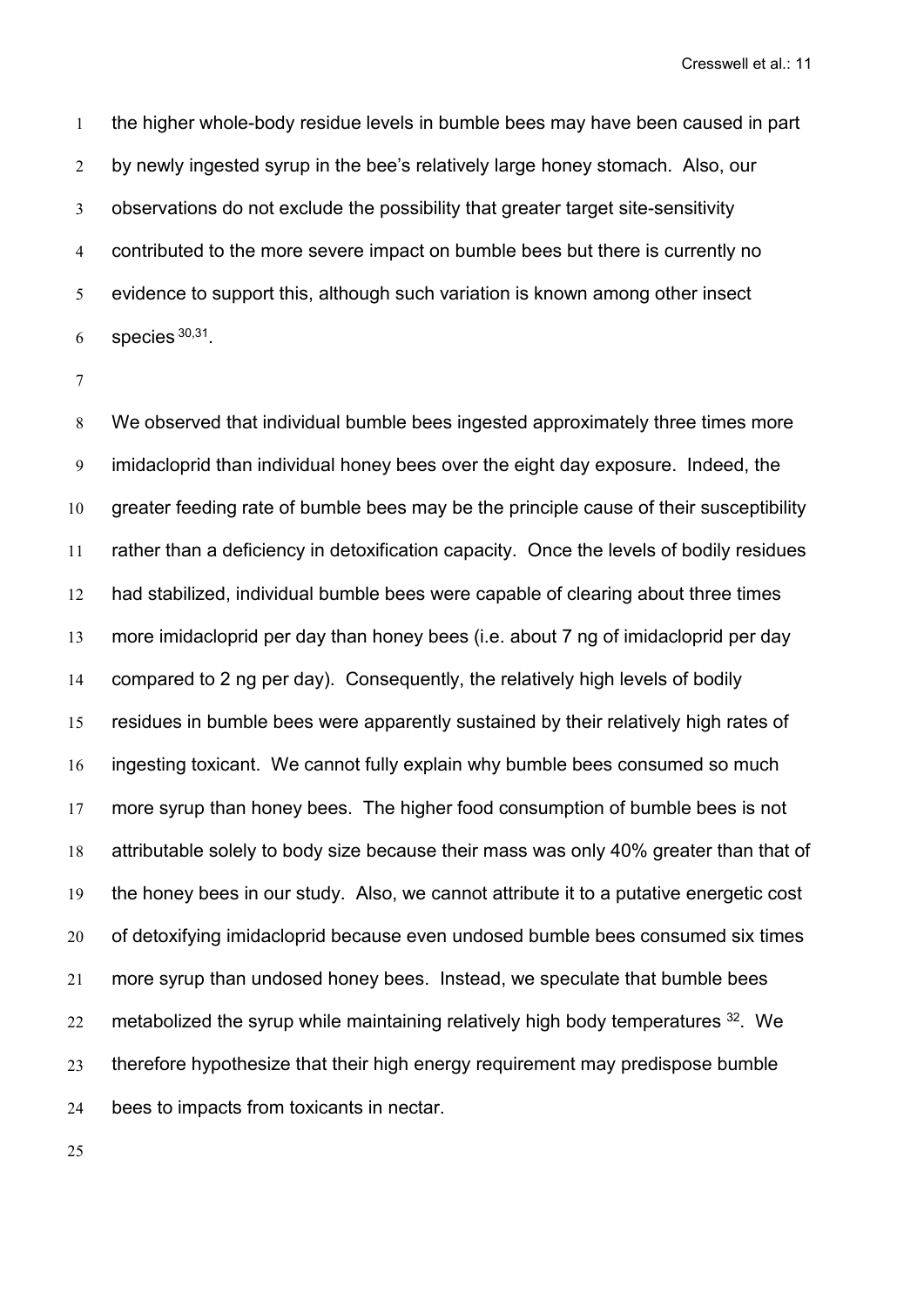the higher whole-body residue levels in bumble bees may have been caused in part by newly ingested syrup in the bee's relatively large honey stomach. Also, our observations do not exclude the possibility that greater target site-sensitivity contributed to the more severe impact on bumble bees but there is currently no evidence to support this, although such variation is known among other insect species [30,31].

We observed that individual bumble bees ingested approximately three times more imidacloprid than individual honey bees over the eight day exposure. Indeed, the greater feeding rate of bumble bees may be the principle cause of their susceptibility rather than a deficiency in detoxification capacity. Once the levels of bodily residues had stabilized, individual bumble bees were capable of clearing about three times more imidacloprid per day than honey bees (i.e. about 7 ng of imidacloprid per day compared to 2 ng per day). Consequently, the relatively high levels of bodily residues in bumble bees were apparently sustained by their relatively high rates of ingesting toxicant. We cannot fully explain why bumble bees consumed so much more syrup than honey bees. The higher food consumption of bumble bees is not attributable solely to body size because their mass was only 40% greater than that of the honey bees in our study. Also, we cannot attribute it to a putative energetic cost of detoxifying imidacloprid because even undosed bumble bees consumed six times more syrup than undosed honey bees. Instead, we speculate that bumble bees metabolized the syrup while maintaining relatively high body temperatures [32]. We therefore hypothesize that their high energy requirement may predispose bumble bees to impacts from toxicants in nectar.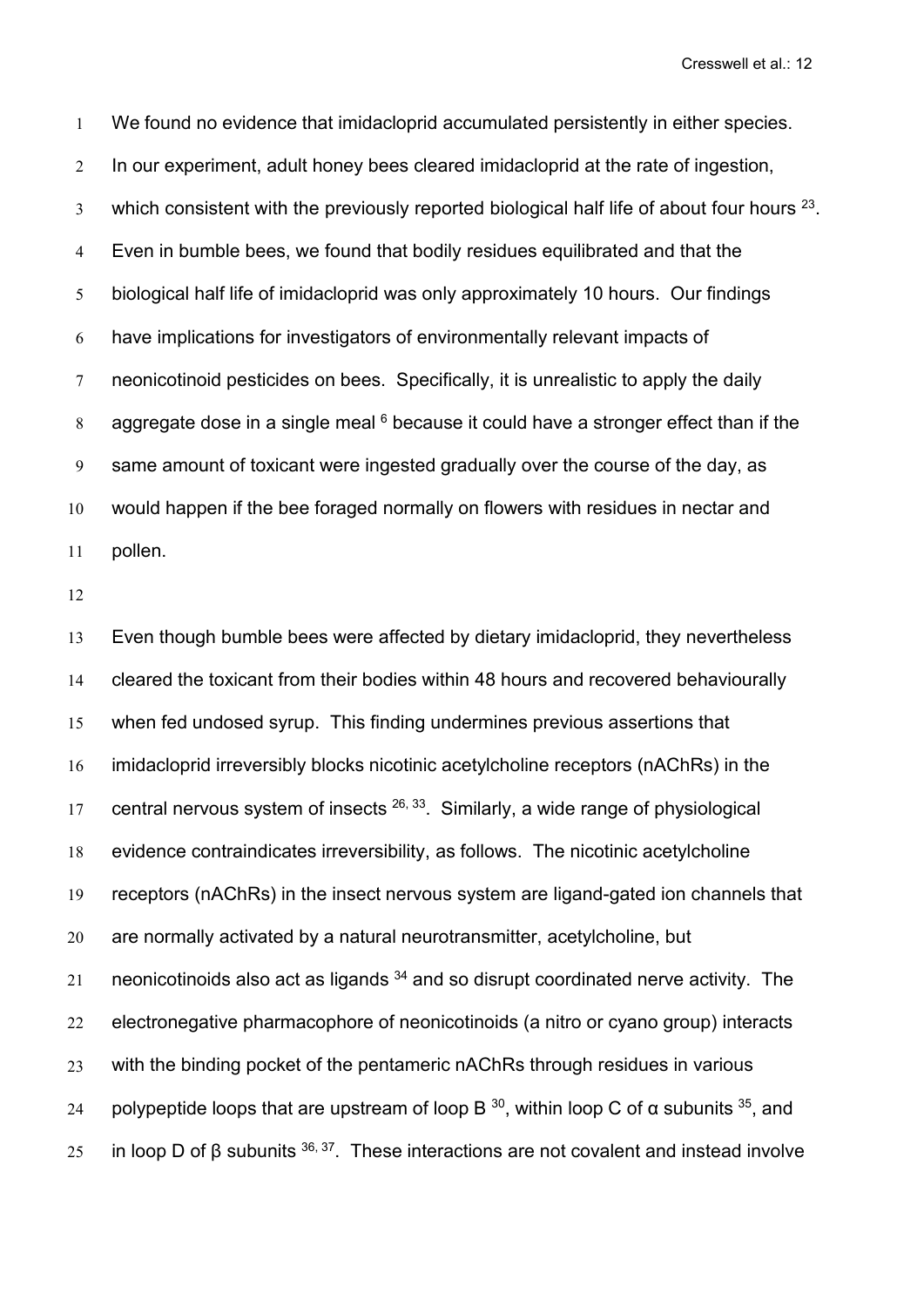We found no evidence that imidacloprid accumulated persistently in either species. In our experiment, adult honey bees cleared imidacloprid at the rate of ingestion, which consistent with the previously reported biological half life of about four hours [23]. Even in bumble bees, we found that bodily residues equilibrated and that the biological half life of imidacloprid was only approximately 10 hours. Our findings have implications for investigators of environmentally relevant impacts of neonicotinoid pesticides on bees. Specifically, it is unrealistic to apply the daily aggregate dose in a single meal [6] because it could have a stronger effect than if the same amount of toxicant were ingested gradually over the course of the day, as would happen if the bee foraged normally on flowers with residues in nectar and pollen.

Even though bumble bees were affected by dietary imidacloprid, they nevertheless cleared the toxicant from their bodies within 48 hours and recovered behaviourally when fed undosed syrup. This finding undermines previous assertions that imidacloprid irreversibly blocks nicotinic acetylcholine receptors (nAChRs) in the central nervous system of insects [26, 33]. Similarly, a wide range of physiological evidence contraindicates irreversibility, as follows. The nicotinic acetylcholine receptors (nAChRs) in the insect nervous system are ligand-gated ion channels that are normally activated by a natural neurotransmitter, acetylcholine, but neonicotinoids also act as ligands [34] and so disrupt coordinated nerve activity. The electronegative pharmacophore of neonicotinoids (a nitro or cyano group) interacts with the binding pocket of the pentameric nAChRs through residues in various polypeptide loops that are upstream of loop B [30], within loop C of α subunits [35], and in loop D of β subunits [36, 37]. These interactions are not covalent and instead involve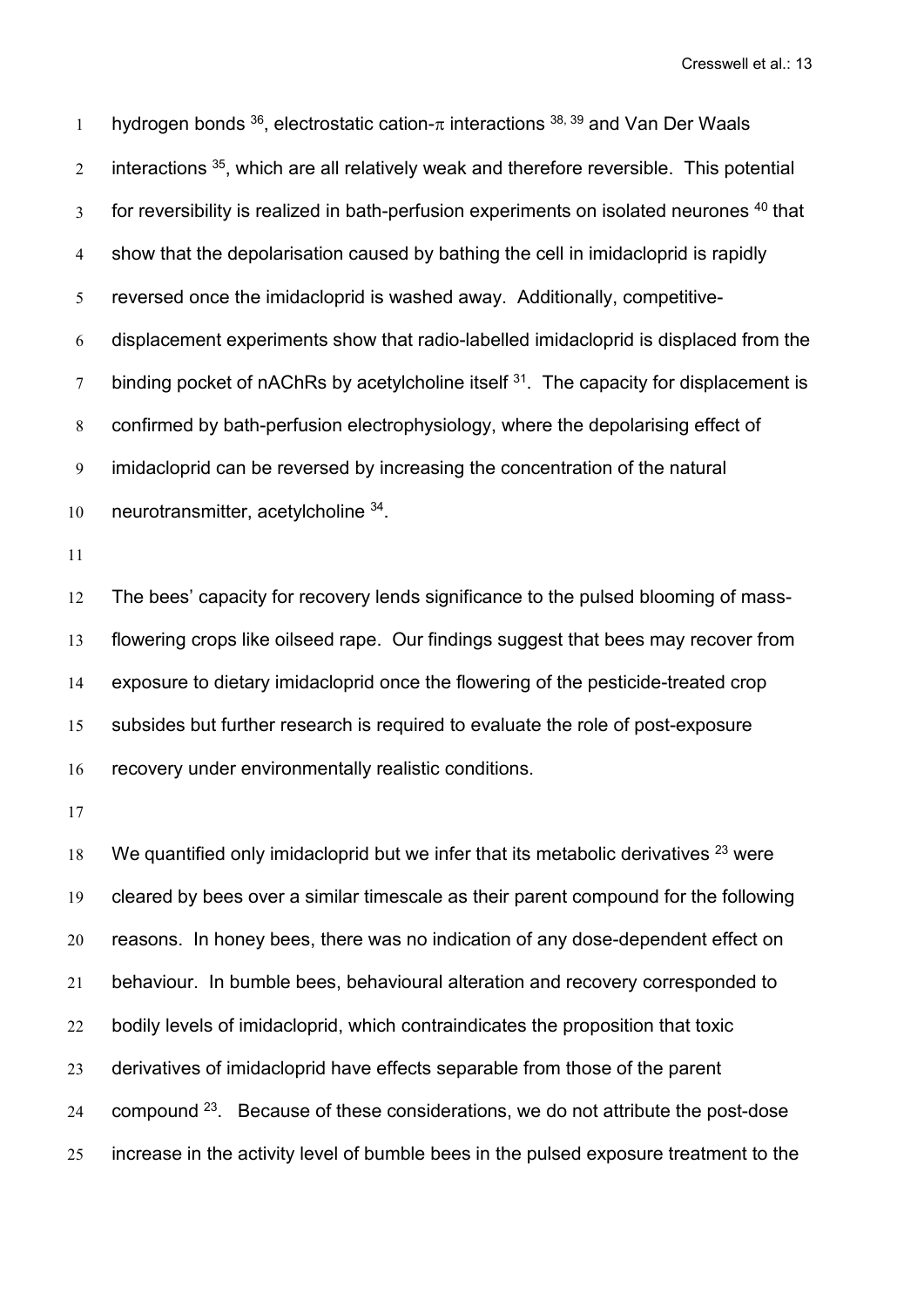hydrogen bonds [36], electrostatic cation-π interactions [38, 39] and Van Der Waals interactions [35], which are all relatively weak and therefore reversible. This potential for reversibility is realized in bath-perfusion experiments on isolated neurones [40] that show that the depolarisation caused by bathing the cell in imidacloprid is rapidly reversed once the imidacloprid is washed away. Additionally, competitive-displacement experiments show that radio-labelled imidacloprid is displaced from the binding pocket of nAChRs by acetylcholine itself [31]. The capacity for displacement is confirmed by bath-perfusion electrophysiology, where the depolarising effect of imidacloprid can be reversed by increasing the concentration of the natural neurotransmitter, acetylcholine [34].

The bees' capacity for recovery lends significance to the pulsed blooming of mass-flowering crops like oilseed rape. Our findings suggest that bees may recover from exposure to dietary imidacloprid once the flowering of the pesticide-treated crop subsides but further research is required to evaluate the role of post-exposure recovery under environmentally realistic conditions.

We quantified only imidacloprid but we infer that its metabolic derivatives [23] were cleared by bees over a similar timescale as their parent compound for the following reasons. In honey bees, there was no indication of any dose-dependent effect on behaviour. In bumble bees, behavioural alteration and recovery corresponded to bodily levels of imidacloprid, which contraindicates the proposition that toxic derivatives of imidacloprid have effects separable from those of the parent compound [23]. Because of these considerations, we do not attribute the post-dose increase in the activity level of bumble bees in the pulsed exposure treatment to the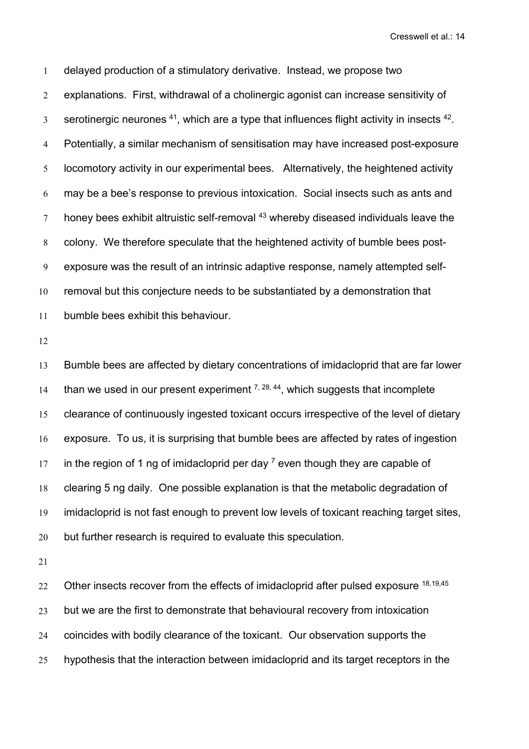delayed production of a stimulatory derivative. Instead, we propose two explanations. First, withdrawal of a cholinergic agonist can increase sensitivity of serotinergic neurones [41], which are a type that influences flight activity in insects [42]. Potentially, a similar mechanism of sensitisation may have increased post-exposure locomotory activity in our experimental bees. Alternatively, the heightened activity may be a bee's response to previous intoxication. Social insects such as ants and honey bees exhibit altruistic self-removal [43] whereby diseased individuals leave the colony. We therefore speculate that the heightened activity of bumble bees post-exposure was the result of an intrinsic adaptive response, namely attempted self-removal but this conjecture needs to be substantiated by a demonstration that bumble bees exhibit this behaviour.

Bumble bees are affected by dietary concentrations of imidacloprid that are far lower than we used in our present experiment [7, 28, 44], which suggests that incomplete clearance of continuously ingested toxicant occurs irrespective of the level of dietary exposure. To us, it is surprising that bumble bees are affected by rates of ingestion in the region of 1 ng of imidacloprid per day [7] even though they are capable of clearing 5 ng daily. One possible explanation is that the metabolic degradation of imidacloprid is not fast enough to prevent low levels of toxicant reaching target sites, but further research is required to evaluate this speculation.

Other insects recover from the effects of imidacloprid after pulsed exposure [18,19,45] but we are the first to demonstrate that behavioural recovery from intoxication coincides with bodily clearance of the toxicant. Our observation supports the hypothesis that the interaction between imidacloprid and its target receptors in the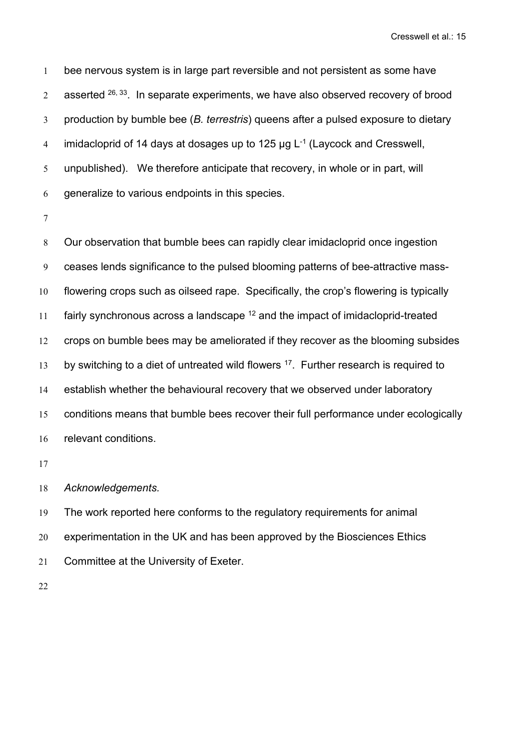bee nervous system is in large part reversible and not persistent as some have asserted [26, 33]. In separate experiments, we have also observed recovery of brood production by bumble bee (*B. terrestris*) queens after a pulsed exposure to dietary imidacloprid of 14 days at dosages up to 125 µg $L^{-1}$ (Laycock and Cresswell, unpublished). We therefore anticipate that recovery, in whole or in part, will generalize to various endpoints in this species.

Our observation that bumble bees can rapidly clear imidacloprid once ingestion ceases lends significance to the pulsed blooming patterns of bee-attractive mass-flowering crops such as oilseed rape. Specifically, the crop's flowering is typically fairly synchronous across a landscape [12] and the impact of imidacloprid-treated crops on bumble bees may be ameliorated if they recover as the blooming subsides by switching to a diet of untreated wild flowers [17]. Further research is required to establish whether the behavioural recovery that we observed under laboratory conditions means that bumble bees recover their full performance under ecologically relevant conditions.

*Acknowledgements.*

The work reported here conforms to the regulatory requirements for animal experimentation in the UK and has been approved by the Biosciences Ethics Committee at the University of Exeter.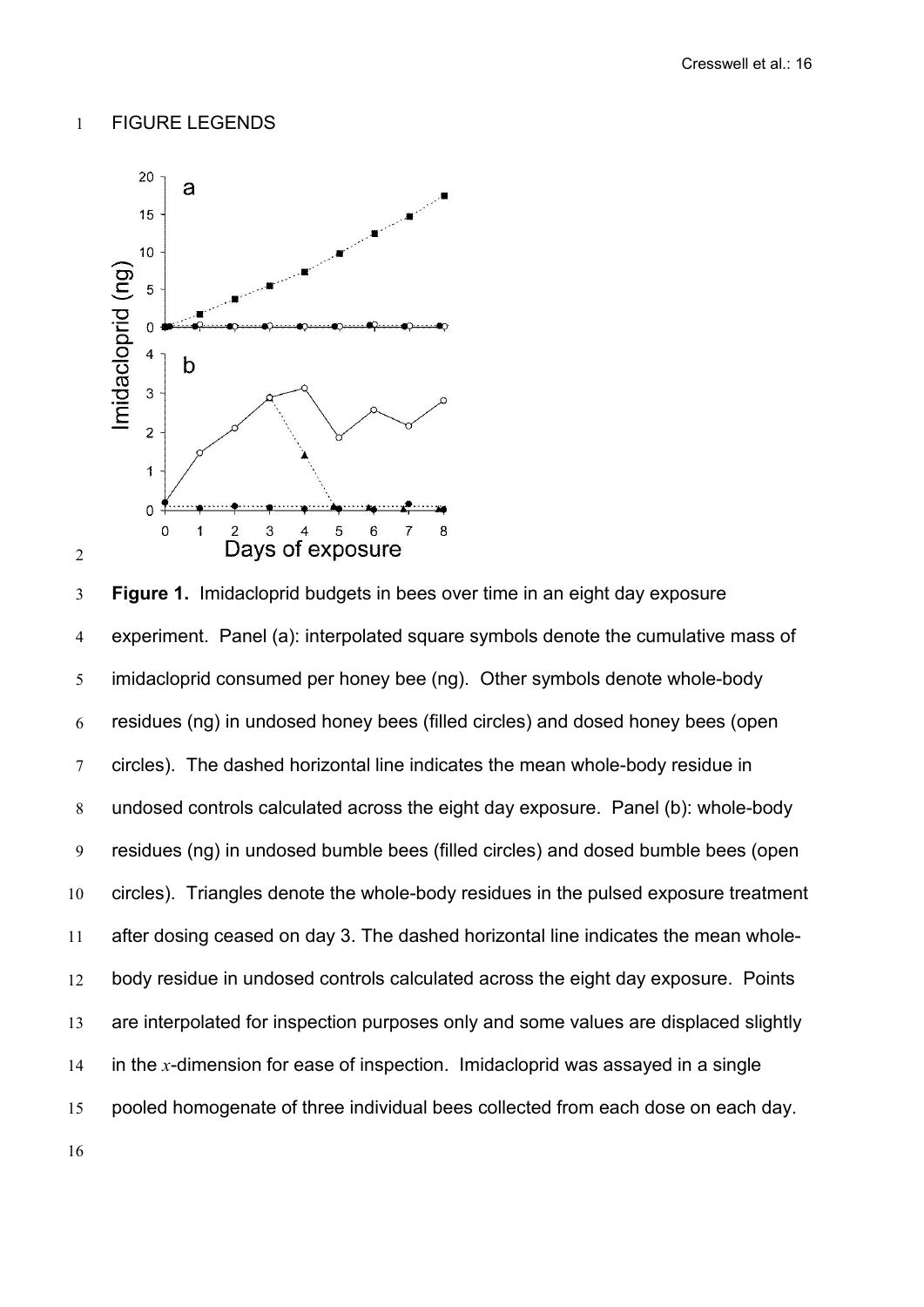FIGURE LEGENDS

**Figure 1.** Imidacloprid budgets in bees over time in an eight day exposure experiment. Panel (a): interpolated square symbols denote the cumulative mass of imidacloprid consumed per honey bee (ng). Other symbols denote whole-body residues (ng) in undosed honey bees (filled circles) and dosed honey bees (open circles). The dashed horizontal line indicates the mean whole-body residue in undosed controls calculated across the eight day exposure. Panel (b): whole-body residues (ng) in undosed bumble bees (filled circles) and dosed bumble bees (open circles). Triangles denote the whole-body residues in the pulsed exposure treatment after dosing ceased on day 3. The dashed horizontal line indicates the mean whole-body residue in undosed controls calculated across the eight day exposure. Points are interpolated for inspection purposes only and some values are displaced slightly in the $x$-dimension for ease of inspection. Imidacloprid was assayed in a single pooled homogenate of three individual bees collected from each dose on each day.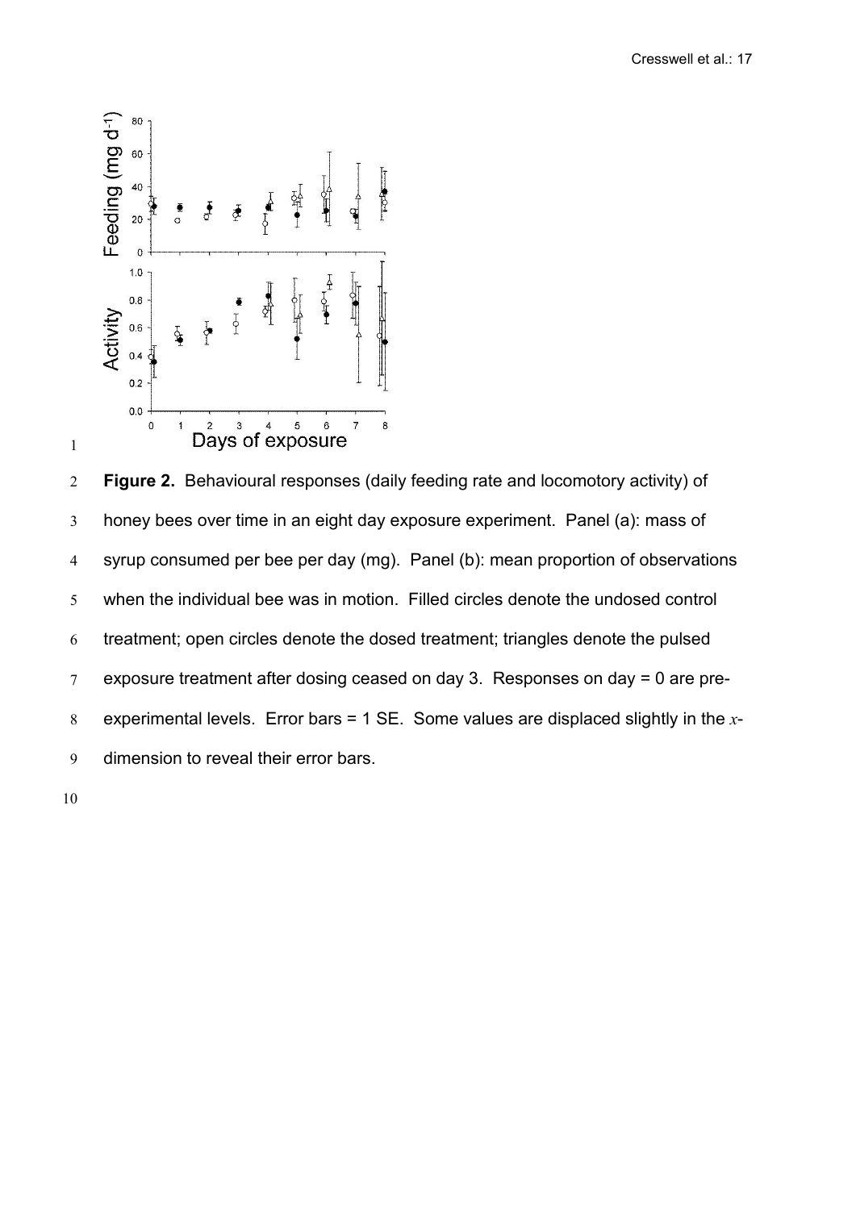**Figure 2.** Behavioural responses (daily feeding rate and locomotory activity) of honey bees over time in an eight day exposure experiment. Panel (a): mass of syrup consumed per bee per day (mg). Panel (b): mean proportion of observations when the individual bee was in motion. Filled circles denote the undosed control treatment; open circles denote the dosed treatment; triangles denote the pulsed exposure treatment after dosing ceased on day 3. Responses on day = 0 are pre-experimental levels. Error bars = 1 SE. Some values are displaced slightly in the $x$-dimension to reveal their error bars.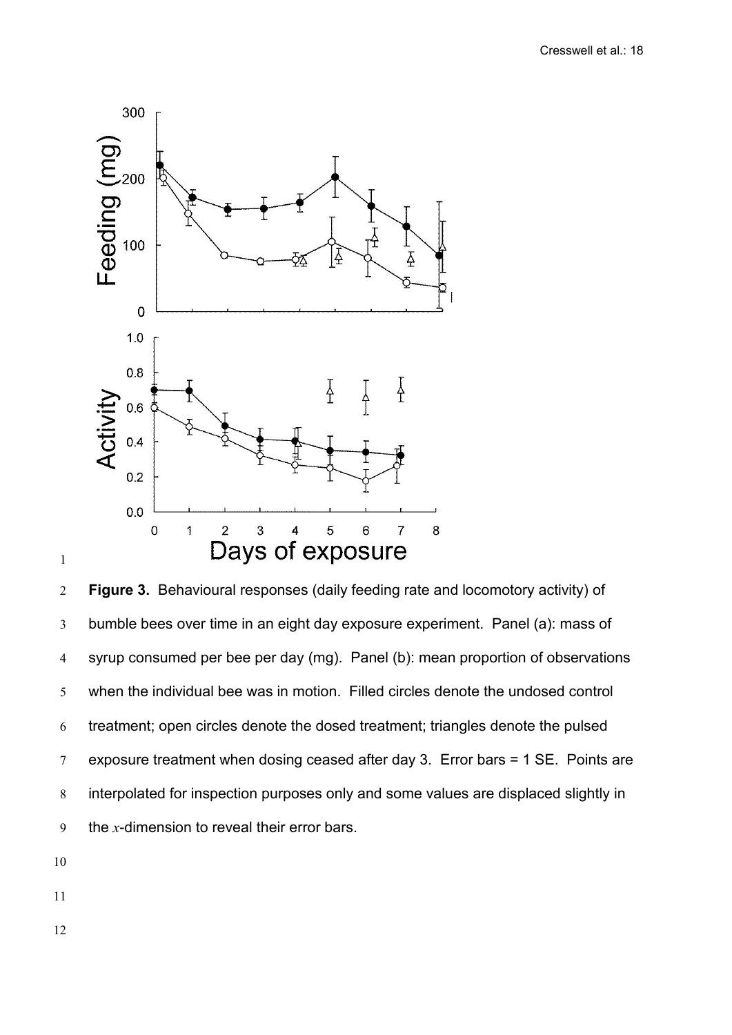**Figure 3.** Behavioural responses (daily feeding rate and locomotory activity) of bumble bees over time in an eight day exposure experiment. Panel (a): mass of syrup consumed per bee per day (mg). Panel (b): mean proportion of observations when the individual bee was in motion. Filled circles denote the undosed control treatment; open circles denote the dosed treatment; triangles denote the pulsed exposure treatment when dosing ceased after day 3. Error bars = 1 SE. Points are interpolated for inspection purposes only and some values are displaced slightly in the *x*-dimension to reveal their error bars.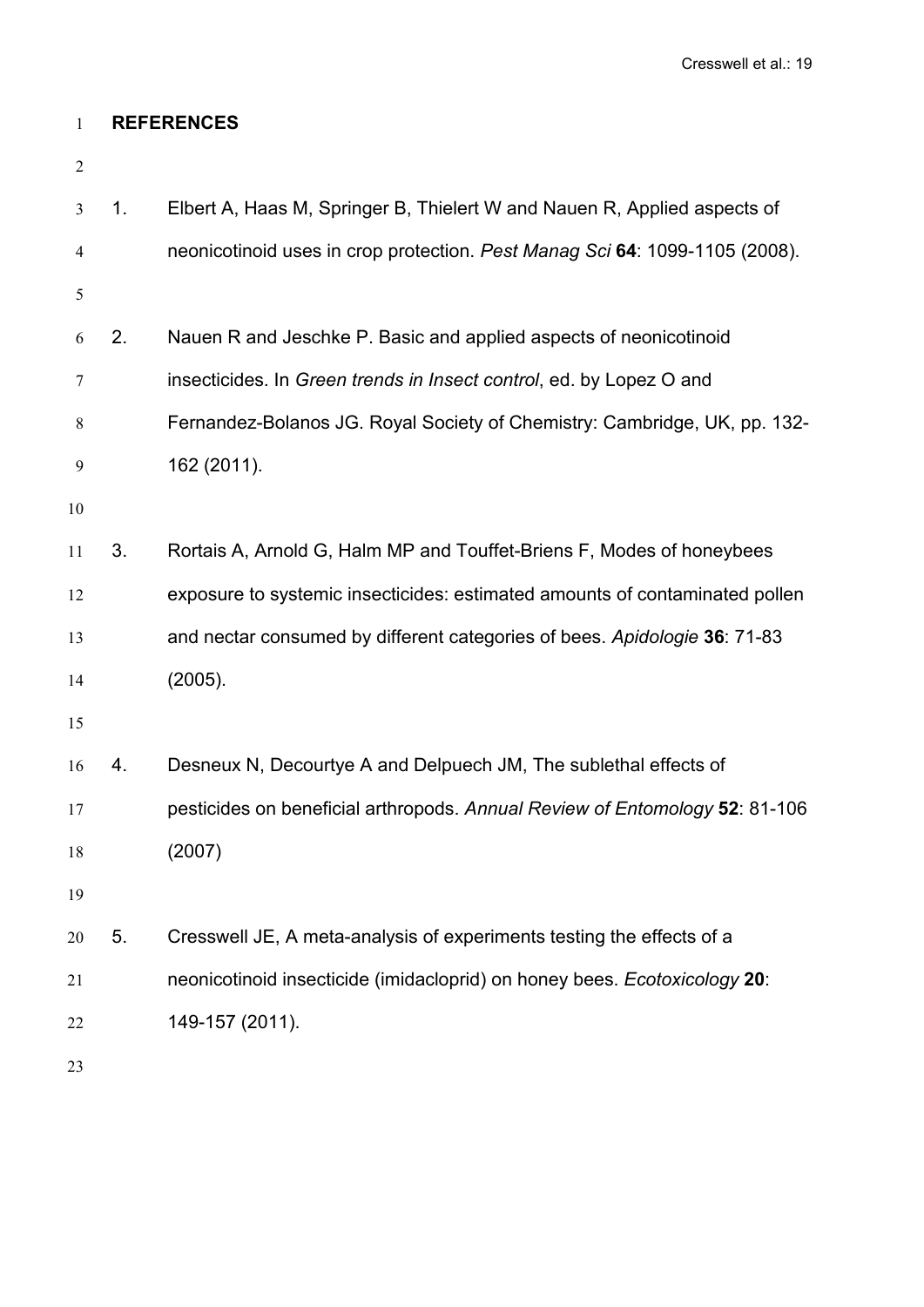## REFERENCES

1. Elbert A, Haas M, Springer B, Thielert W and Nauen R, Applied aspects of neonicotinoid uses in crop protection. *Pest Manag Sci* **64**: 1099-1105 (2008).

2. Nauen R and Jeschke P. Basic and applied aspects of neonicotinoid insecticides. In *Green trends in Insect control*, ed. by Lopez O and Fernandez-Bolanos JG. Royal Society of Chemistry: Cambridge, UK, pp. 132-162 (2011).

3. Rortais A, Arnold G, Halm MP and Touffet-Briens F, Modes of honeybees exposure to systemic insecticides: estimated amounts of contaminated pollen and nectar consumed by different categories of bees. *Apidologie* **36**: 71-83 (2005).

4. Desneux N, Decourtye A and Delpuech JM, The sublethal effects of pesticides on beneficial arthropods. *Annual Review of Entomology* **52**: 81-106 (2007)

5. Cresswell JE, A meta-analysis of experiments testing the effects of a neonicotinoid insecticide (imidacloprid) on honey bees. *Ecotoxicology* **20**: 149-157 (2011).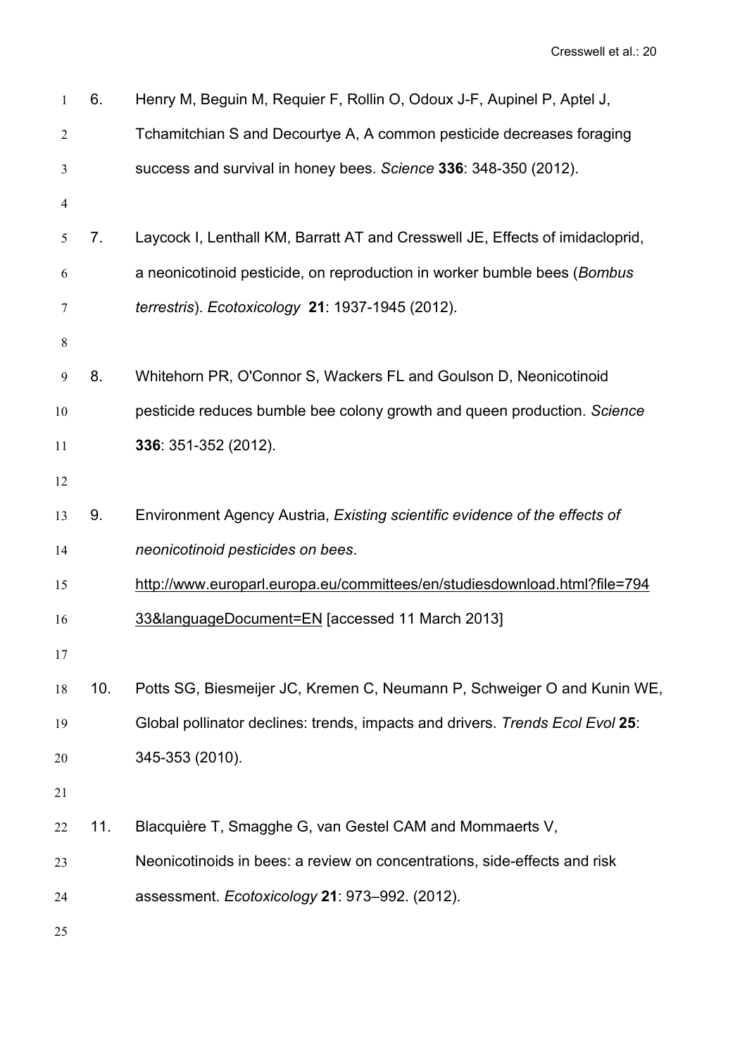6. Henry M, Beguin M, Requier F, Rollin O, Odoux J-F, Aupinel P, Aptel J, Tchamitchian S and Decourtye A, A common pesticide decreases foraging success and survival in honey bees. *Science* **336**: 348-350 (2012).

7. Laycock I, Lenthall KM, Barratt AT and Cresswell JE, Effects of imidacloprid, a neonicotinoid pesticide, on reproduction in worker bumble bees (*Bombus terrestris*). *Ecotoxicology* **21**: 1937-1945 (2012).

8. Whitehorn PR, O'Connor S, Wackers FL and Goulson D, Neonicotinoid pesticide reduces bumble bee colony growth and queen production. *Science* **336**: 351-352 (2012).

9. Environment Agency Austria, *Existing scientific evidence of the effects of neonicotinoid pesticides on bees*. http://www.europarl.europa.eu/committees/en/studiesdownload.html?file=79433&languageDocument=EN [accessed 11 March 2013]

10. Potts SG, Biesmeijer JC, Kremen C, Neumann P, Schweiger O and Kunin WE, Global pollinator declines: trends, impacts and drivers. *Trends Ecol Evol* **25**: 345-353 (2010).

11. Blacquière T, Smagghe G, van Gestel CAM and Mommaerts V, Neonicotinoids in bees: a review on concentrations, side-effects and risk assessment. *Ecotoxicology* **21**: 973–992. (2012).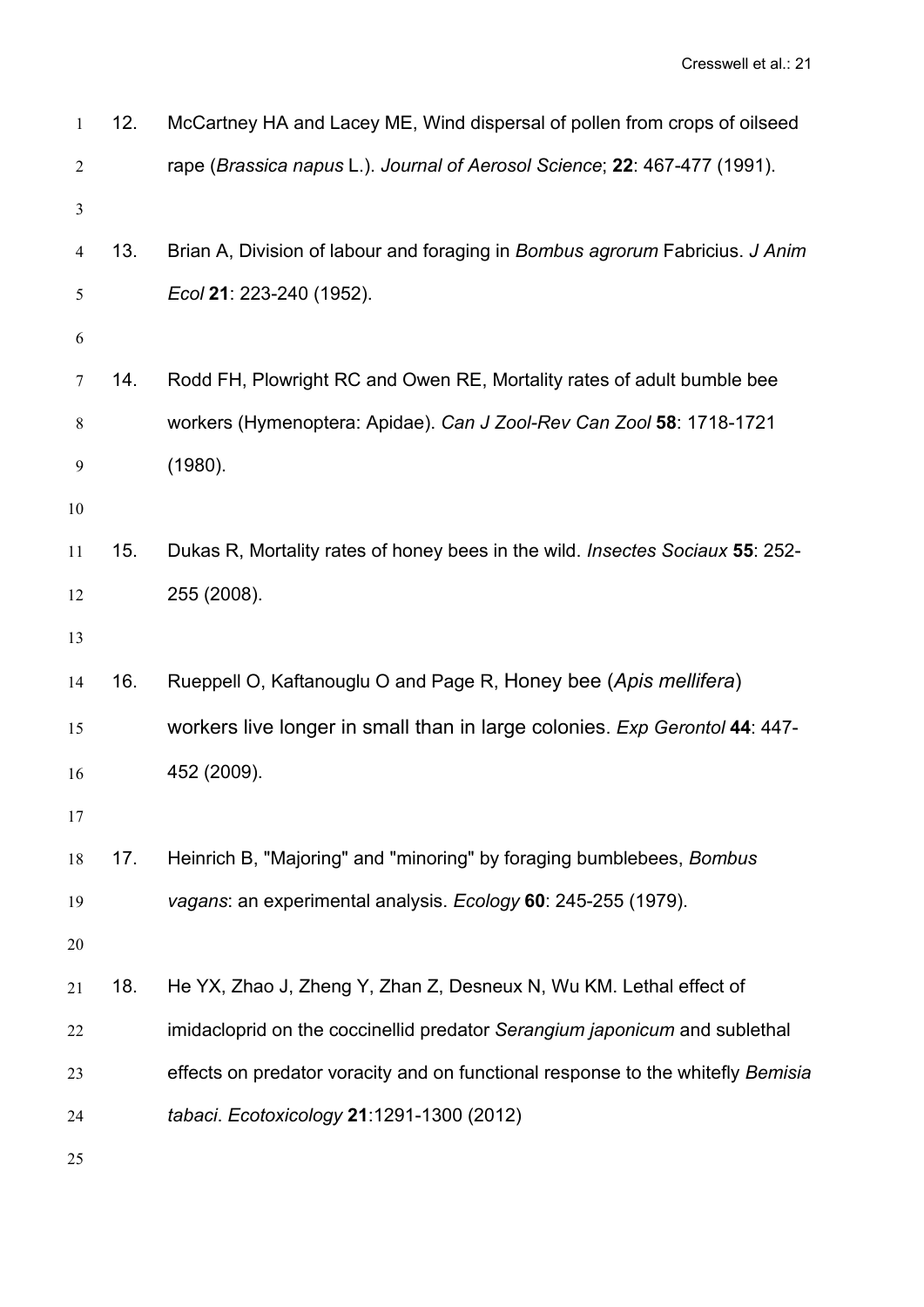12. McCartney HA and Lacey ME, Wind dispersal of pollen from crops of oilseed rape (*Brassica napus* L.). *Journal of Aerosol Science*; **22**: 467-477 (1991).

13. Brian A, Division of labour and foraging in *Bombus agrorum* Fabricius. *J Anim Ecol* **21**: 223-240 (1952).

14. Rodd FH, Plowright RC and Owen RE, Mortality rates of adult bumble bee workers (Hymenoptera: Apidae). *Can J Zool-Rev Can Zool* **58**: 1718-1721 (1980).

15. Dukas R, Mortality rates of honey bees in the wild. *Insectes Sociaux* **55**: 252-255 (2008).

16. Rueppell O, Kaftanouglu O and Page R, Honey bee (*Apis mellifera*) workers live longer in small than in large colonies. *Exp Gerontol* **44**: 447-452 (2009).

17. Heinrich B, "Majoring" and "minoring" by foraging bumblebees, *Bombus vagans*: an experimental analysis. *Ecology* **60**: 245-255 (1979).

18. He YX, Zhao J, Zheng Y, Zhan Z, Desneux N, Wu KM. Lethal effect of imidacloprid on the coccinellid predator *Serangium japonicum* and sublethal effects on predator voracity and on functional response to the whitefly *Bemisia tabaci*. *Ecotoxicology* **21**:1291-1300 (2012)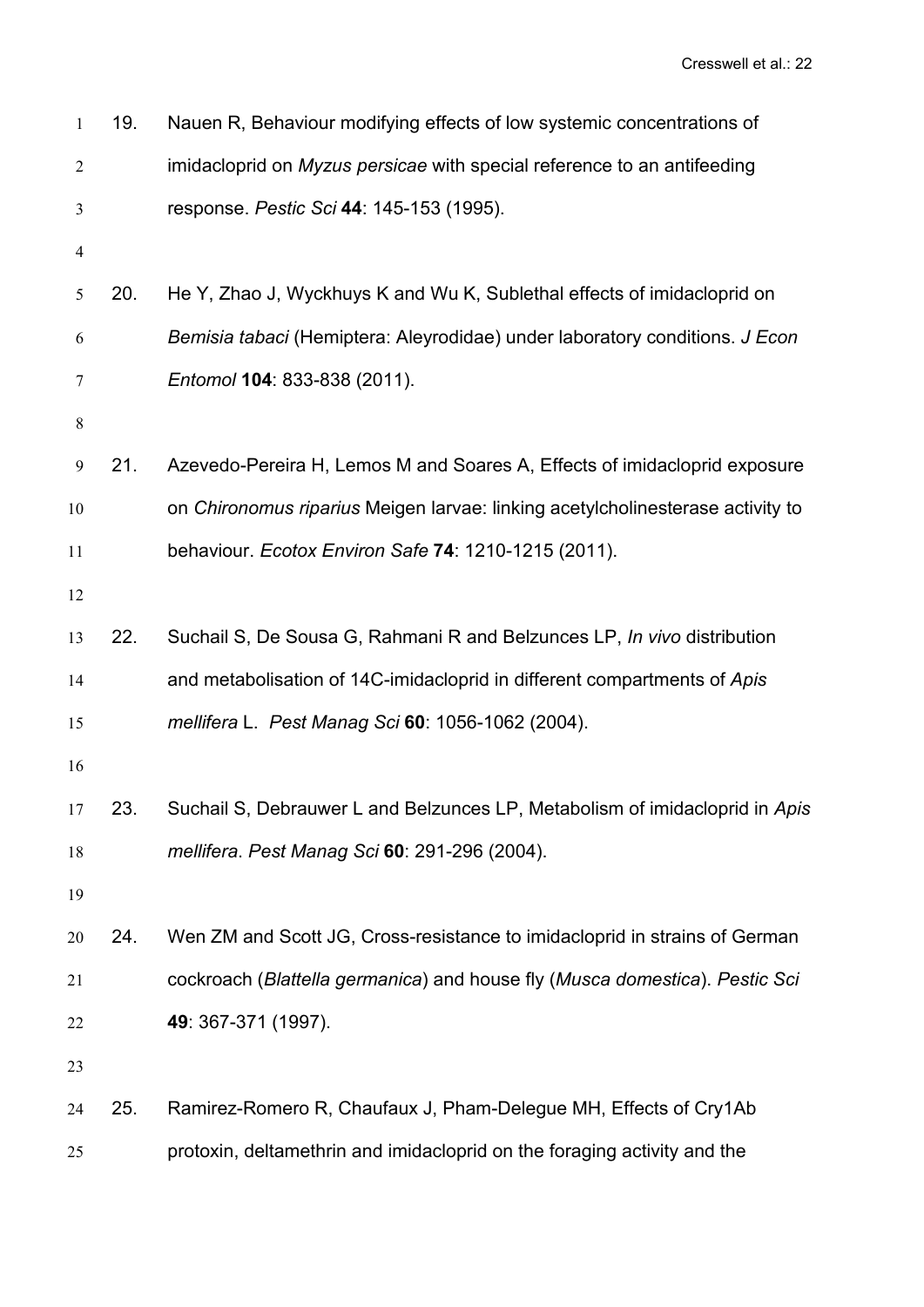19. Nauen R, Behaviour modifying effects of low systemic concentrations of imidacloprid on *Myzus persicae* with special reference to an antifeeding response. *Pestic Sci* **44**: 145-153 (1995).

20. He Y, Zhao J, Wyckhuys K and Wu K, Sublethal effects of imidacloprid on *Bemisia tabaci* (Hemiptera: Aleyrodidae) under laboratory conditions. *J Econ Entomol* **104**: 833-838 (2011).

21. Azevedo-Pereira H, Lemos M and Soares A, Effects of imidacloprid exposure on *Chironomus riparius* Meigen larvae: linking acetylcholinesterase activity to behaviour. *Ecotox Environ Safe* **74**: 1210-1215 (2011).

22. Suchail S, De Sousa G, Rahmani R and Belzunces LP, *In vivo* distribution and metabolisation of 14C-imidacloprid in different compartments of *Apis mellifera* L. *Pest Manag Sci* **60**: 1056-1062 (2004).

23. Suchail S, Debrauwer L and Belzunces LP, Metabolism of imidacloprid in *Apis mellifera*. *Pest Manag Sci* **60**: 291-296 (2004).

24. Wen ZM and Scott JG, Cross-resistance to imidacloprid in strains of German cockroach (*Blattella germanica*) and house fly (*Musca domestica*). *Pestic Sci* **49**: 367-371 (1997).

25. Ramirez-Romero R, Chaufaux J, Pham-Delegue MH, Effects of Cry1Ab protoxin, deltamethrin and imidacloprid on the foraging activity and the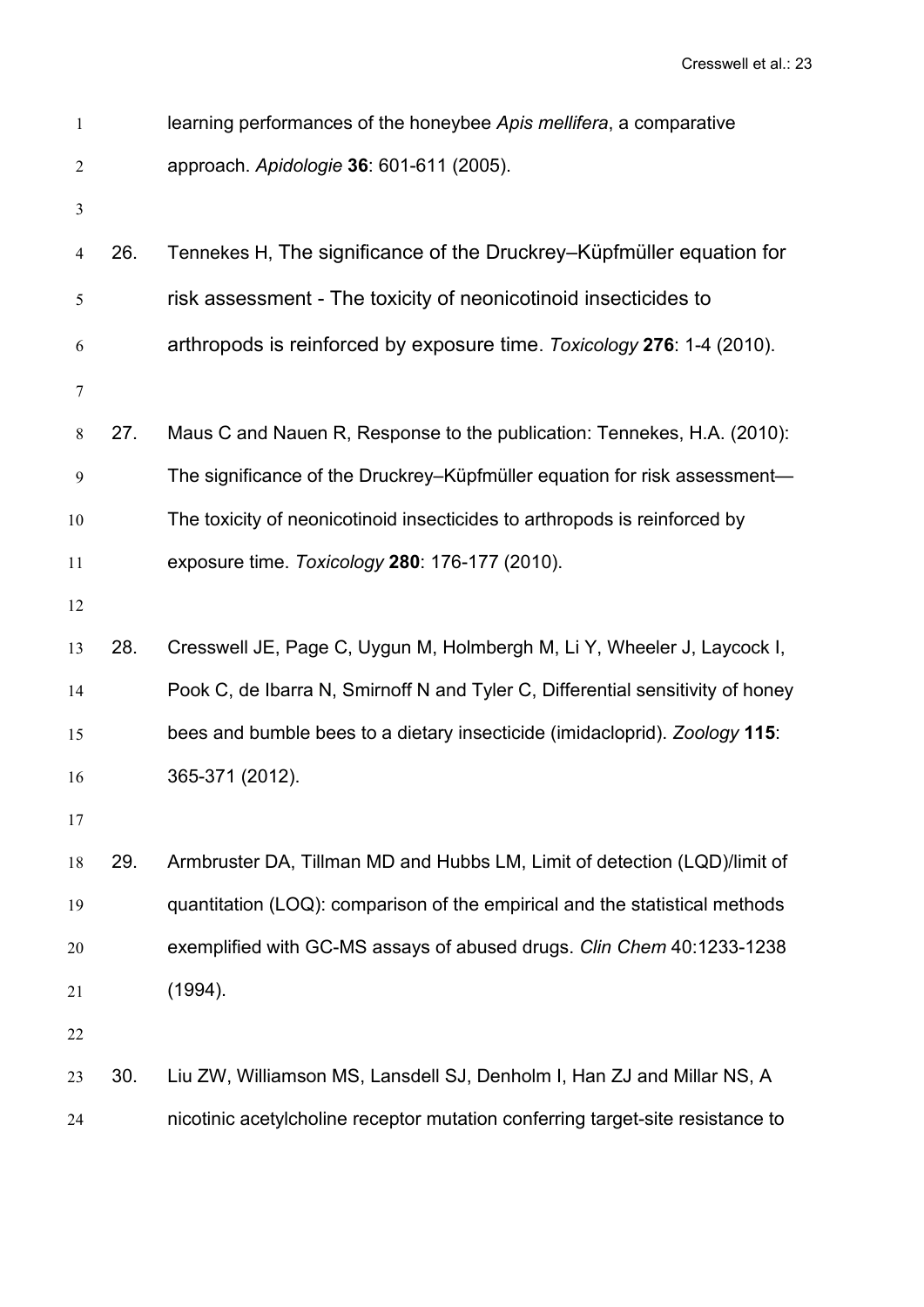learning performances of the honeybee *Apis mellifera*, a comparative approach. *Apidologie* **36**: 601-611 (2005).

26. Tennekes H, The significance of the Druckrey–Küpfmüller equation for risk assessment - The toxicity of neonicotinoid insecticides to arthropods is reinforced by exposure time. *Toxicology* **276**: 1-4 (2010).

27. Maus C and Nauen R, Response to the publication: Tennekes, H.A. (2010): The significance of the Druckrey–Küpfmüller equation for risk assessment—The toxicity of neonicotinoid insecticides to arthropods is reinforced by exposure time. *Toxicology* **280**: 176-177 (2010).

28. Cresswell JE, Page C, Uygun M, Holmbergh M, Li Y, Wheeler J, Laycock I, Pook C, de Ibarra N, Smirnoff N and Tyler C, Differential sensitivity of honey bees and bumble bees to a dietary insecticide (imidacloprid). *Zoology* **115**: 365-371 (2012).

29. Armbruster DA, Tillman MD and Hubbs LM, Limit of detection (LQD)/limit of quantitation (LOQ): comparison of the empirical and the statistical methods exemplified with GC-MS assays of abused drugs. *Clin Chem* 40:1233-1238 (1994).

30. Liu ZW, Williamson MS, Lansdell SJ, Denholm I, Han ZJ and Millar NS, A nicotinic acetylcholine receptor mutation conferring target-site resistance to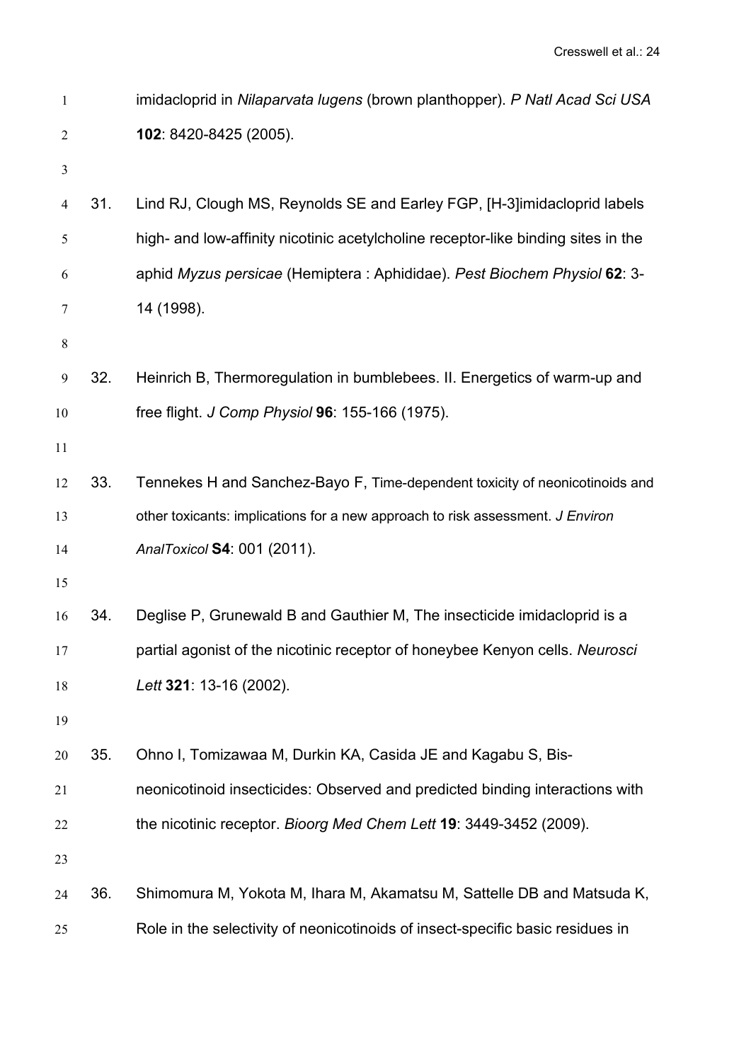imidacloprid in *Nilaparvata lugens* (brown planthopper). *P Natl Acad Sci USA* **102**: 8420-8425 (2005).

31. Lind RJ, Clough MS, Reynolds SE and Earley FGP, [H-3]imidacloprid labels high- and low-affinity nicotinic acetylcholine receptor-like binding sites in the aphid *Myzus persicae* (Hemiptera : Aphididae). *Pest Biochem Physiol* **62**: 3-14 (1998).

32. Heinrich B, Thermoregulation in bumblebees. II. Energetics of warm-up and free flight. *J Comp Physiol* **96**: 155-166 (1975).

33. Tennekes H and Sanchez-Bayo F, Time-dependent toxicity of neonicotinoids and other toxicants: implications for a new approach to risk assessment. *J Environ AnalToxicol* **S4**: 001 (2011).

34. Deglise P, Grunewald B and Gauthier M, The insecticide imidacloprid is a partial agonist of the nicotinic receptor of honeybee Kenyon cells. *Neurosci Lett* **321**: 13-16 (2002).

35. Ohno I, Tomizawaa M, Durkin KA, Casida JE and Kagabu S, Bis-neonicotinoid insecticides: Observed and predicted binding interactions with the nicotinic receptor. *Bioorg Med Chem Lett* **19**: 3449-3452 (2009).

36. Shimomura M, Yokota M, Ihara M, Akamatsu M, Sattelle DB and Matsuda K, Role in the selectivity of neonicotinoids of insect-specific basic residues in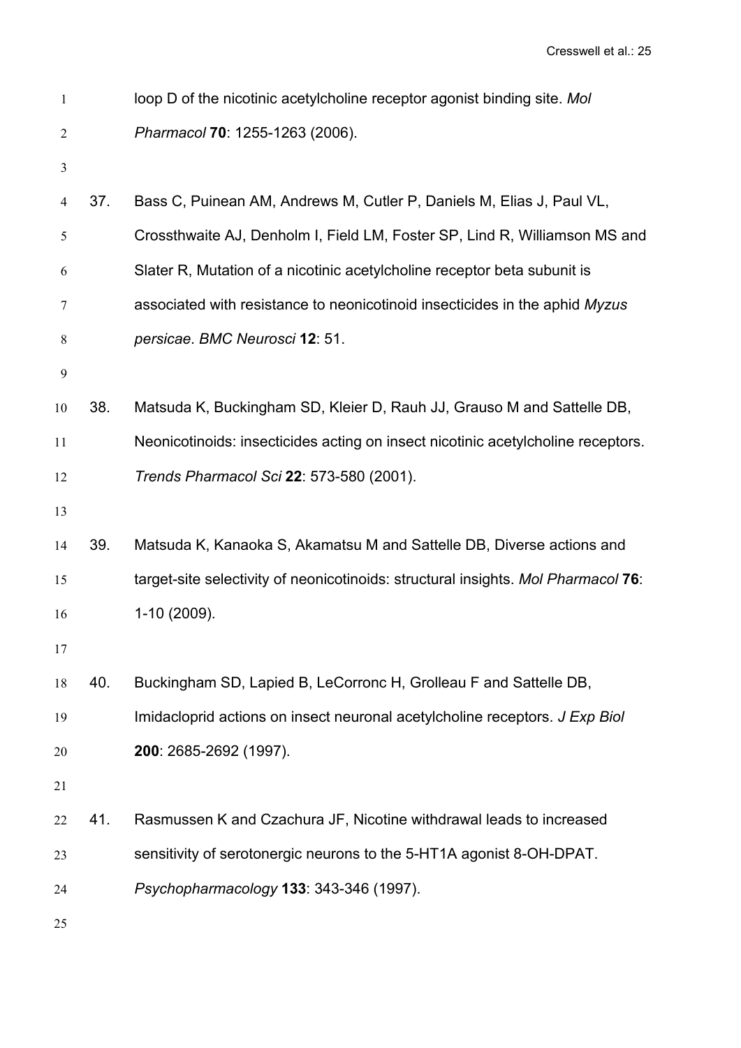loop D of the nicotinic acetylcholine receptor agonist binding site. *Mol Pharmacol* **70**: 1255-1263 (2006).

37. Bass C, Puinean AM, Andrews M, Cutler P, Daniels M, Elias J, Paul VL, Crossthwaite AJ, Denholm I, Field LM, Foster SP, Lind R, Williamson MS and Slater R, Mutation of a nicotinic acetylcholine receptor beta subunit is associated with resistance to neonicotinoid insecticides in the aphid *Myzus persicae*. *BMC Neurosci* **12**: 51.

38. Matsuda K, Buckingham SD, Kleier D, Rauh JJ, Grauso M and Sattelle DB, Neonicotinoids: insecticides acting on insect nicotinic acetylcholine receptors. *Trends Pharmacol Sci* **22**: 573-580 (2001).

39. Matsuda K, Kanaoka S, Akamatsu M and Sattelle DB, Diverse actions and target-site selectivity of neonicotinoids: structural insights. *Mol Pharmacol* **76**: 1-10 (2009).

40. Buckingham SD, Lapied B, LeCorronc H, Grolleau F and Sattelle DB, Imidacloprid actions on insect neuronal acetylcholine receptors. *J Exp Biol* **200**: 2685-2692 (1997).

41. Rasmussen K and Czachura JF, Nicotine withdrawal leads to increased sensitivity of serotonergic neurons to the 5-HT1A agonist 8-OH-DPAT. *Psychopharmacology* **133**: 343-346 (1997).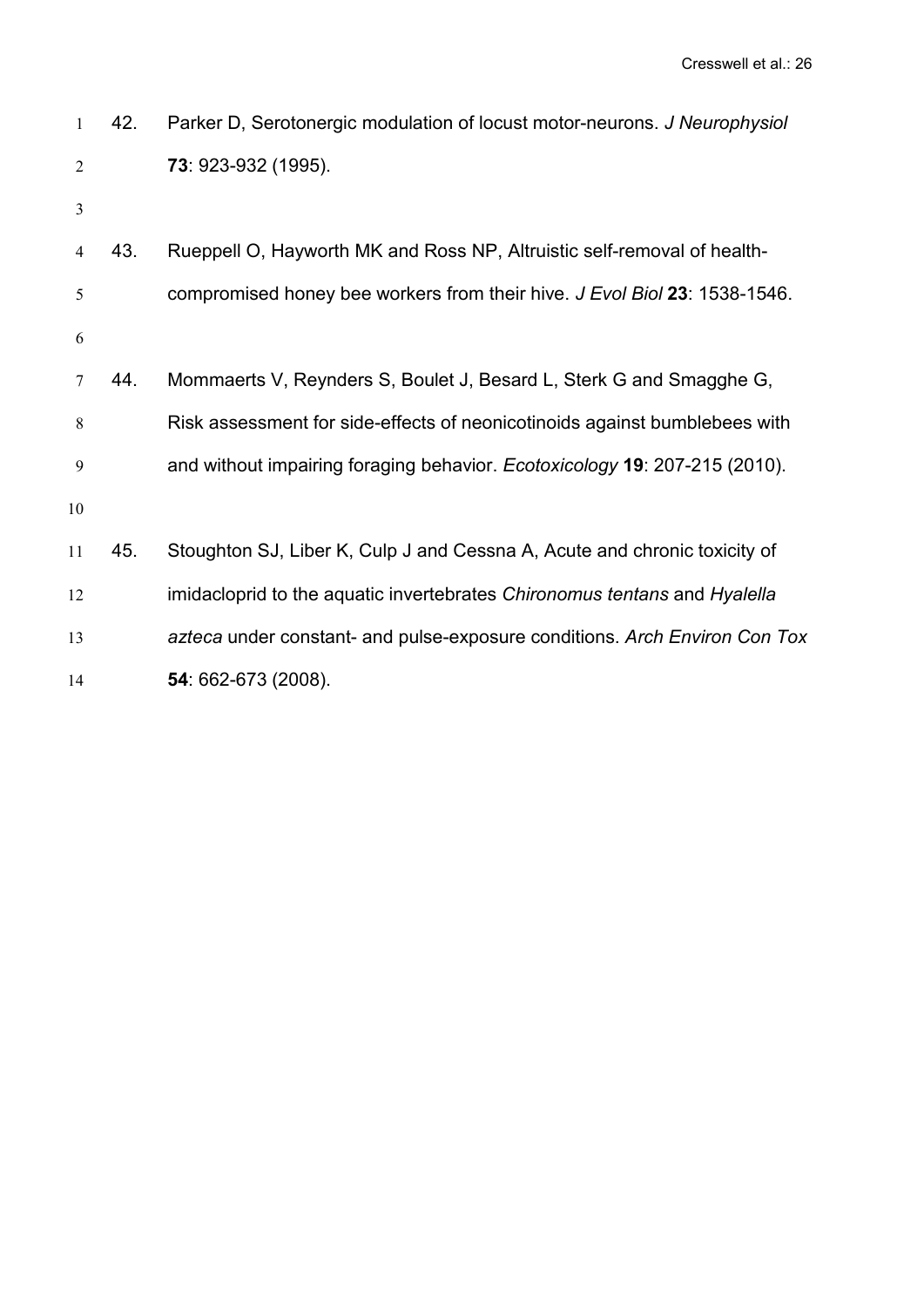42. Parker D, Serotonergic modulation of locust motor-neurons. *J Neurophysiol* **73**: 923-932 (1995).

43. Rueppell O, Hayworth MK and Ross NP, Altruistic self-removal of health-compromised honey bee workers from their hive. *J Evol Biol* **23**: 1538-1546.

44. Mommaerts V, Reynders S, Boulet J, Besard L, Sterk G and Smagghe G, Risk assessment for side-effects of neonicotinoids against bumblebees with and without impairing foraging behavior. *Ecotoxicology* **19**: 207-215 (2010).

45. Stoughton SJ, Liber K, Culp J and Cessna A, Acute and chronic toxicity of imidacloprid to the aquatic invertebrates *Chironomus tentans* and *Hyalella azteca* under constant- and pulse-exposure conditions. *Arch Environ Con Tox* **54**: 662-673 (2008).